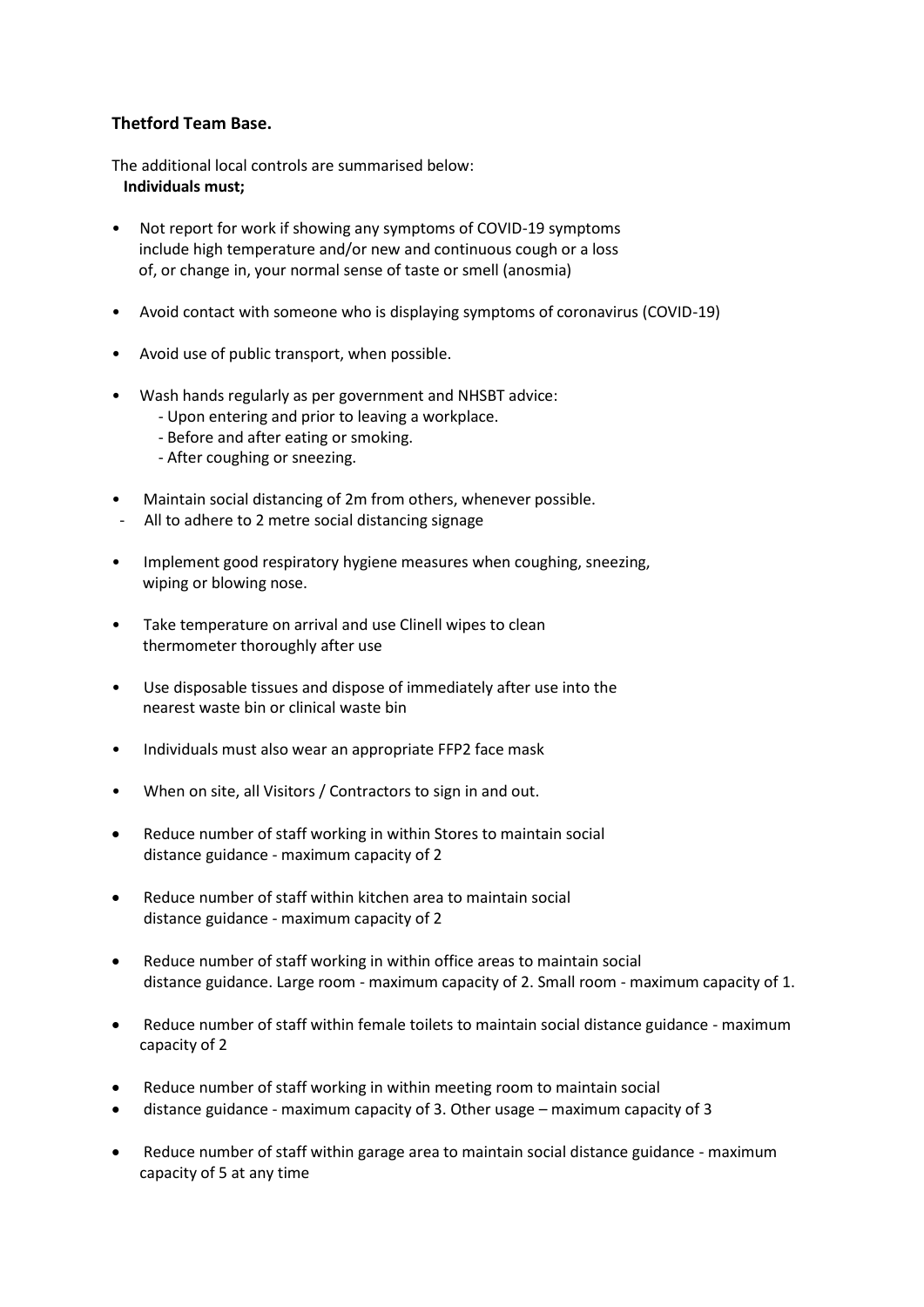**Thetford Team Base.**

The additional local controls are summarised below:
**Individuals must;**

- Not report for work if showing any symptoms of COVID-19 symptoms include high temperature and/or new and continuous cough or a loss of, or change in, your normal sense of taste or smell (anosmia)

- Avoid contact with someone who is displaying symptoms of coronavirus (COVID-19)

- Avoid use of public transport, when possible.

- Wash hands regularly as per government and NHSBT advice:
  - Upon entering and prior to leaving a workplace.
  - Before and after eating or smoking.
  - After coughing or sneezing.

- Maintain social distancing of 2m from others, whenever possible.
  - All to adhere to 2 metre social distancing signage

- Implement good respiratory hygiene measures when coughing, sneezing, wiping or blowing nose.

- Take temperature on arrival and use Clinell wipes to clean thermometer thoroughly after use

- Use disposable tissues and dispose of immediately after use into the nearest waste bin or clinical waste bin

- Individuals must also wear an appropriate FFP2 face mask

- When on site, all Visitors / Contractors to sign in and out.

- Reduce number of staff working in within Stores to maintain social distance guidance - maximum capacity of 2

- Reduce number of staff within kitchen area to maintain social distance guidance - maximum capacity of 2

- Reduce number of staff working in within office areas to maintain social distance guidance. Large room - maximum capacity of 2. Small room - maximum capacity of 1.

- Reduce number of staff within female toilets to maintain social distance guidance - maximum capacity of 2

- Reduce number of staff working in within meeting room to maintain social
- distance guidance - maximum capacity of 3. Other usage – maximum capacity of 3

- Reduce number of staff within garage area to maintain social distance guidance - maximum capacity of 5 at any time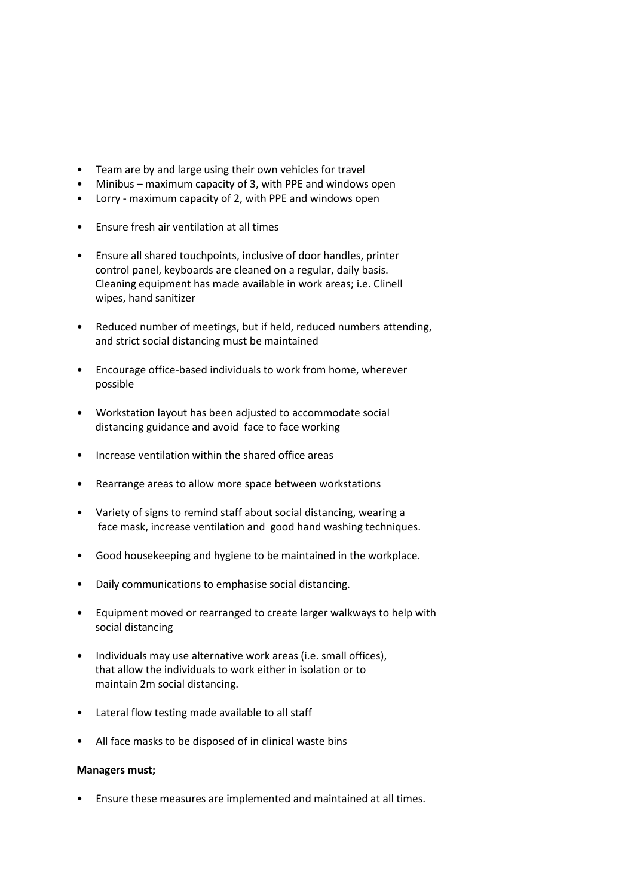- Team are by and large using their own vehicles for travel
- Minibus – maximum capacity of 3, with PPE and windows open
- Lorry - maximum capacity of 2, with PPE and windows open

- Ensure fresh air ventilation at all times

- Ensure all shared touchpoints, inclusive of door handles, printer control panel, keyboards are cleaned on a regular, daily basis. Cleaning equipment has made available in work areas; i.e. Clinell wipes, hand sanitizer

- Reduced number of meetings, but if held, reduced numbers attending, and strict social distancing must be maintained

- Encourage office-based individuals to work from home, wherever possible

- Workstation layout has been adjusted to accommodate social distancing guidance and avoid face to face working

- Increase ventilation within the shared office areas

- Rearrange areas to allow more space between workstations

- Variety of signs to remind staff about social distancing, wearing a face mask, increase ventilation and good hand washing techniques.

- Good housekeeping and hygiene to be maintained in the workplace.

- Daily communications to emphasise social distancing.

- Equipment moved or rearranged to create larger walkways to help with social distancing

- Individuals may use alternative work areas (i.e. small offices), that allow the individuals to work either in isolation or to maintain 2m social distancing.

- Lateral flow testing made available to all staff

- All face masks to be disposed of in clinical waste bins

**Managers must;**

- Ensure these measures are implemented and maintained at all times.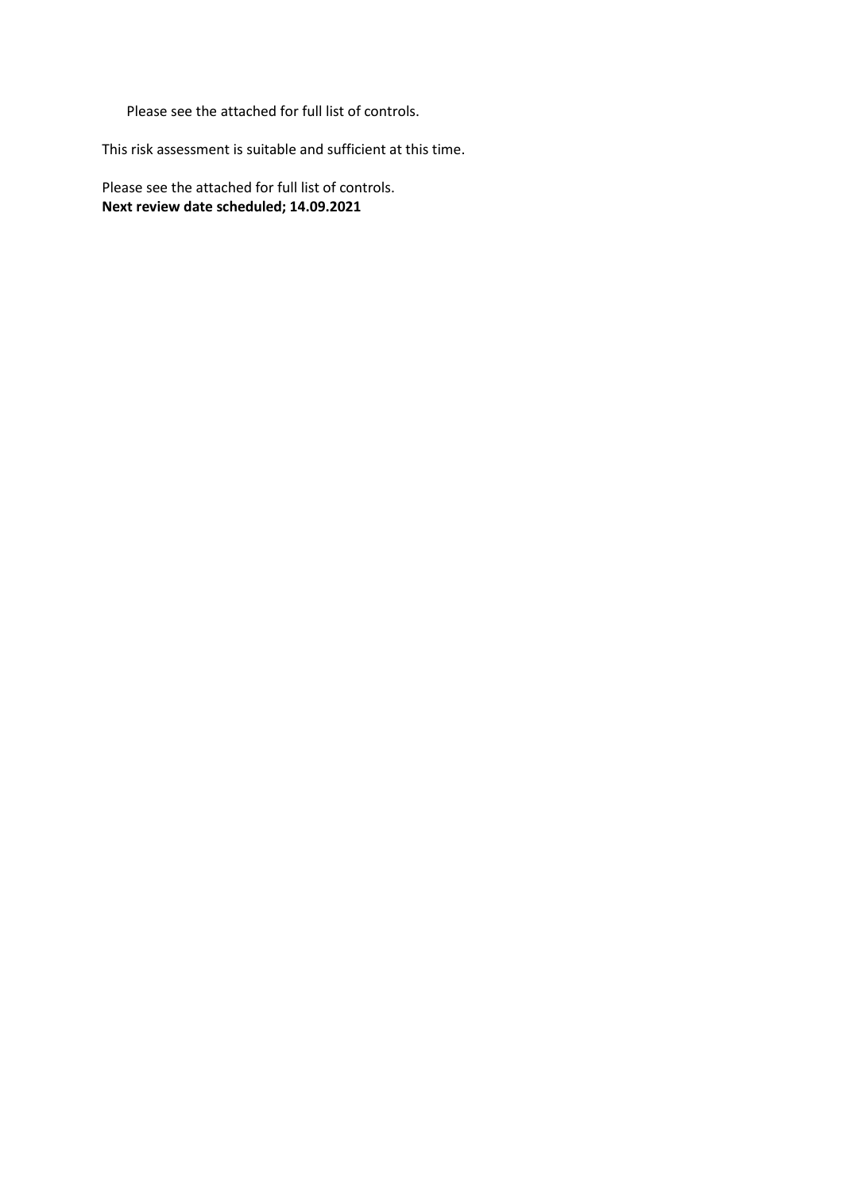Please see the attached for full list of controls.

This risk assessment is suitable and sufficient at this time.

Please see the attached for full list of controls.
**Next review date scheduled; 14.09.2021**